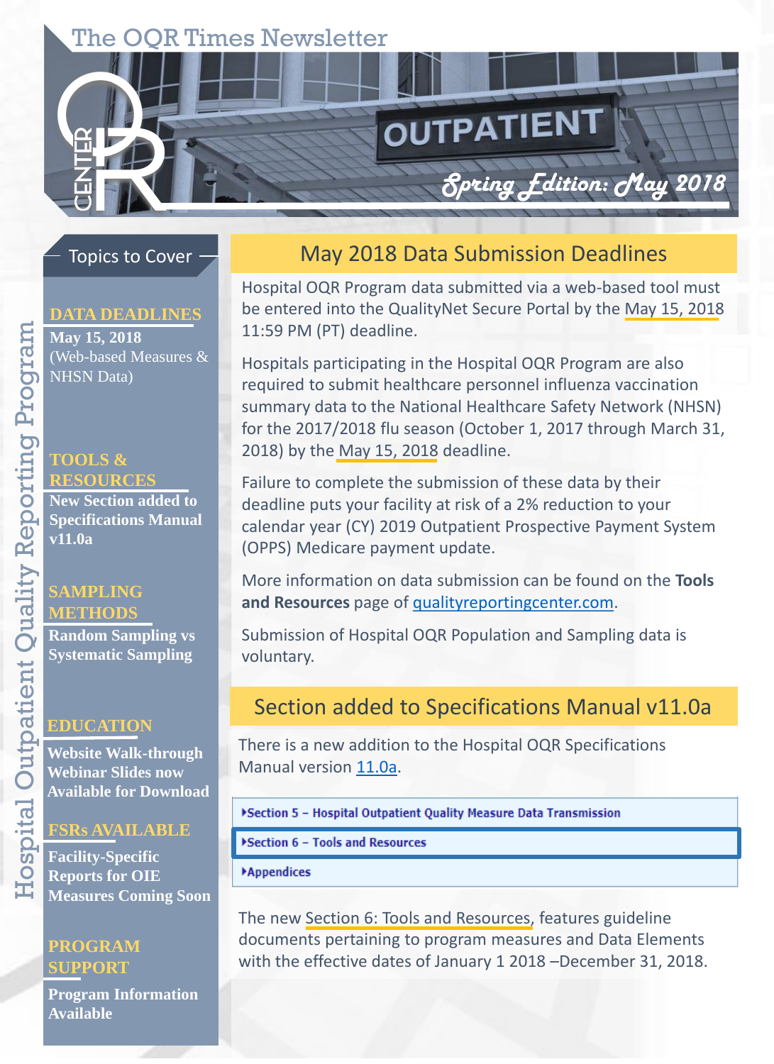# The OQR Times Newsletter

**Spring Edition: May 2018**

## Topics to Cover

**DATA DEADLINES**
**May 15, 2018**
(Web-based Measures & NHSN Data)

**TOOLS & RESOURCES**
**New Section added to Specifications Manual v11.0a**

**SAMPLING METHODS**
**Random Sampling vs Systematic Sampling**

**EDUCATION**
**Website Walk-through Webinar Slides now Available for Download**

**FSRs AVAILABLE**
**Facility-Specific Reports for OIE Measures Coming Soon**

**PROGRAM SUPPORT**
**Program Information Available**

Hospital Outpatient Quality Reporting Program

## May 2018 Data Submission Deadlines

Hospital OQR Program data submitted via a web-based tool must be entered into the QualityNet Secure Portal by the May 15, 2018 11:59 PM (PT) deadline.

Hospitals participating in the Hospital OQR Program are also required to submit healthcare personnel influenza vaccination summary data to the National Healthcare Safety Network (NHSN) for the 2017/2018 flu season (October 1, 2017 through March 31, 2018) by the May 15, 2018 deadline.

Failure to complete the submission of these data by their deadline puts your facility at risk of a 2% reduction to your calendar year (CY) 2019 Outpatient Prospective Payment System (OPPS) Medicare payment update.

More information on data submission can be found on the **Tools and Resources** page of qualityreportingcenter.com.

Submission of Hospital OQR Population and Sampling data is voluntary.

## Section added to Specifications Manual v11.0a

There is a new addition to the Hospital OQR Specifications Manual version 11.0a.

- Section 5 – Hospital Outpatient Quality Measure Data Transmission
- Section 6 – Tools and Resources
- Appendices

The new Section 6: Tools and Resources, features guideline documents pertaining to program measures and Data Elements with the effective dates of January 1 2018 –December 31, 2018.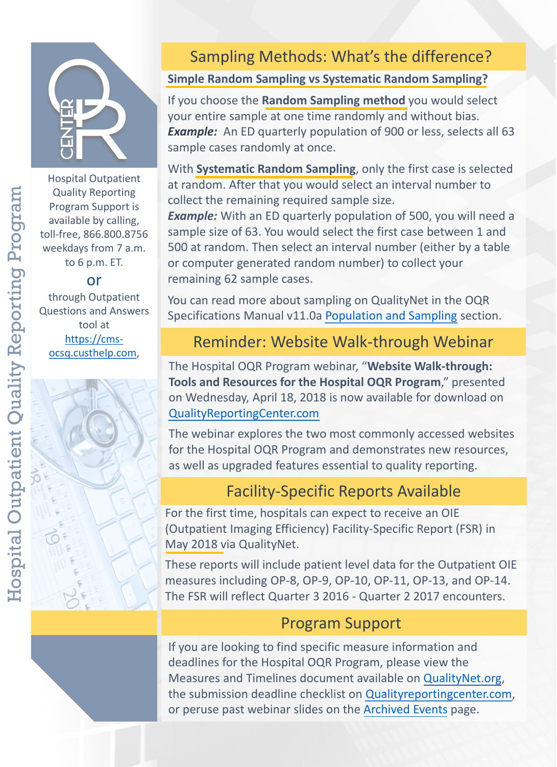Hospital Outpatient Quality Reporting Program Support is available by calling, toll-free, 866.800.8756 weekdays from 7 a.m. to 6 p.m. ET.

or

through Outpatient Questions and Answers tool at https://cms-ocsq.custhelp.com,

## Sampling Methods: What's the difference?

**Simple Random Sampling vs Systematic Random Sampling?**

If you choose the **Random Sampling method** you would select your entire sample at one time randomly and without bias. ***Example:*** An ED quarterly population of 900 or less, selects all 63 sample cases randomly at once.

With **Systematic Random Sampling**, only the first case is selected at random. After that you would select an interval number to collect the remaining required sample size.
***Example:*** With an ED quarterly population of 500, you will need a sample size of 63. You would select the first case between 1 and 500 at random. Then select an interval number (either by a table or computer generated random number) to collect your remaining 62 sample cases.

You can read more about sampling on QualityNet in the OQR Specifications Manual v11.0a Population and Sampling section.

## Reminder: Website Walk-through Webinar

The Hospital OQR Program webinar, "**Website Walk-through: Tools and Resources for the Hospital OQR Program**," presented on Wednesday, April 18, 2018 is now available for download on QualityReportingCenter.com

The webinar explores the two most commonly accessed websites for the Hospital OQR Program and demonstrates new resources, as well as upgraded features essential to quality reporting.

## Facility-Specific Reports Available

For the first time, hospitals can expect to receive an OIE (Outpatient Imaging Efficiency) Facility-Specific Report (FSR) in May 2018 via QualityNet.

These reports will include patient level data for the Outpatient OIE measures including OP-8, OP-9, OP-10, OP-11, OP-13, and OP-14. The FSR will reflect Quarter 3 2016 - Quarter 2 2017 encounters.

## Program Support

If you are looking to find specific measure information and deadlines for the Hospital OQR Program, please view the Measures and Timelines document available on QualityNet.org, the submission deadline checklist on Qualityreportingcenter.com, or peruse past webinar slides on the Archived Events page.